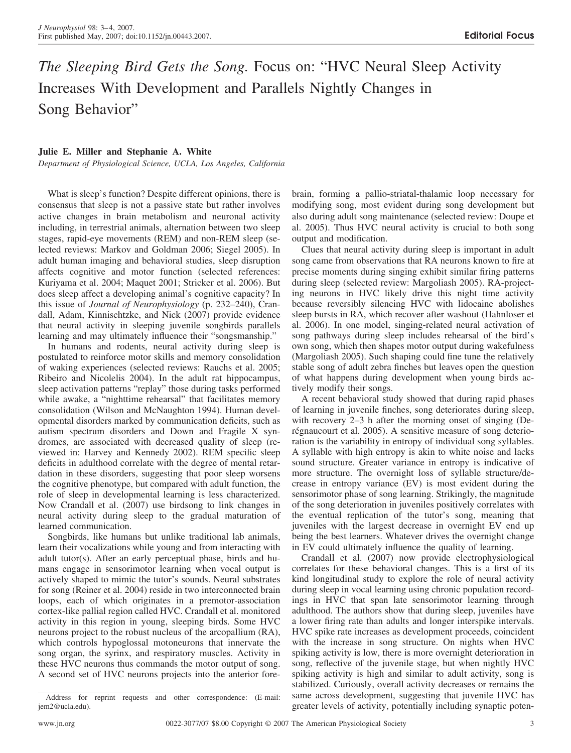# *The Sleeping Bird Gets the Song*. Focus on: "HVC Neural Sleep Activity Increases With Development and Parallels Nightly Changes in Song Behavior"

**Julie E. Miller and Stephanie A. White**

*Department of Physiological Science, UCLA, Los Angeles, California*

What is sleep's function? Despite different opinions, there is consensus that sleep is not a passive state but rather involves active changes in brain metabolism and neuronal activity including, in terrestrial animals, alternation between two sleep stages, rapid-eye movements (REM) and non-REM sleep (selected reviews: Markov and Goldman 2006; Siegel 2005). In adult human imaging and behavioral studies, sleep disruption affects cognitive and motor function (selected references: Kuriyama et al. 2004; Maquet 2001; Stricker et al. 2006). But does sleep affect a developing animal's cognitive capacity? In this issue of *Journal of Neurophysiology* (p. 232–240), Crandall, Adam, Kinnischtzke, and Nick (2007) provide evidence that neural activity in sleeping juvenile songbirds parallels learning and may ultimately influence their "songsmanship."

In humans and rodents, neural activity during sleep is postulated to reinforce motor skills and memory consolidation of waking experiences (selected reviews: Rauchs et al. 2005; Ribeiro and Nicolelis 2004). In the adult rat hippocampus, sleep activation patterns "replay" those during tasks performed while awake, a "nighttime rehearsal" that facilitates memory consolidation (Wilson and McNaughton 1994). Human developmental disorders marked by communication deficits, such as autism spectrum disorders and Down and Fragile X syndromes, are associated with decreased quality of sleep (reviewed in: Harvey and Kennedy 2002). REM specific sleep deficits in adulthood correlate with the degree of mental retardation in these disorders, suggesting that poor sleep worsens the cognitive phenotype, but compared with adult function, the role of sleep in developmental learning is less characterized. Now Crandall et al. (2007) use birdsong to link changes in neural activity during sleep to the gradual maturation of learned communication.

Songbirds, like humans but unlike traditional lab animals, learn their vocalizations while young and from interacting with adult tutor(s). After an early perceptual phase, birds and humans engage in sensorimotor learning when vocal output is actively shaped to mimic the tutor's sounds. Neural substrates for song (Reiner et al. 2004) reside in two interconnected brain loops, each of which originates in a premotor-association cortex-like pallial region called HVC. Crandall et al. monitored activity in this region in young, sleeping birds. Some HVC neurons project to the robust nucleus of the arcopallium (RA), which controls hypoglossal motoneurons that innervate the song organ, the syrinx, and respiratory muscles. Activity in these HVC neurons thus commands the motor output of song. A second set of HVC neurons projects into the anterior forebrain, forming a pallio-striatal-thalamic loop necessary for modifying song, most evident during song development but also during adult song maintenance (selected review: Doupe et al. 2005). Thus HVC neural activity is crucial to both song output and modification.

Clues that neural activity during sleep is important in adult song came from observations that RA neurons known to fire at precise moments during singing exhibit similar firing patterns during sleep (selected review: Margoliash 2005). RA-projecting neurons in HVC likely drive this night time activity because reversibly silencing HVC with lidocaine abolishes sleep bursts in RA, which recover after washout (Hahnloser et al. 2006). In one model, singing-related neural activation of song pathways during sleep includes rehearsal of the bird's own song, which then shapes motor output during wakefulness (Margoliash 2005). Such shaping could fine tune the relatively stable song of adult zebra finches but leaves open the question of what happens during development when young birds actively modify their songs.

A recent behavioral study showed that during rapid phases of learning in juvenile finches, song deteriorates during sleep, with recovery 2–3 h after the morning onset of singing (Derégnaucourt et al. 2005). A sensitive measure of song deterioration is the variability in entropy of individual song syllables. A syllable with high entropy is akin to white noise and lacks sound structure. Greater variance in entropy is indicative of more structure. The overnight loss of syllable structure/decrease in entropy variance (EV) is most evident during the sensorimotor phase of song learning. Strikingly, the magnitude of the song deterioration in juveniles positively correlates with the eventual replication of the tutor's song, meaning that juveniles with the largest decrease in overnight EV end up being the best learners. Whatever drives the overnight change in EV could ultimately influence the quality of learning.

Crandall et al. (2007) now provide electrophysiological correlates for these behavioral changes. This is a first of its kind longitudinal study to explore the role of neural activity during sleep in vocal learning using chronic population recordings in HVC that span late sensorimotor learning through adulthood. The authors show that during sleep, juveniles have a lower firing rate than adults and longer interspike intervals. HVC spike rate increases as development proceeds, coincident with the increase in song structure. On nights when HVC spiking activity is low, there is more overnight deterioration in song, reflective of the juvenile stage, but when nightly HVC spiking activity is high and similar to adult activity, song is stabilized. Curiously, overall activity decreases or remains the same across development, suggesting that juvenile HVC has greater levels of activity, potentially including synaptic poten-

Address for reprint requests and other correspondence: (E-mail: jem2@ucla.edu).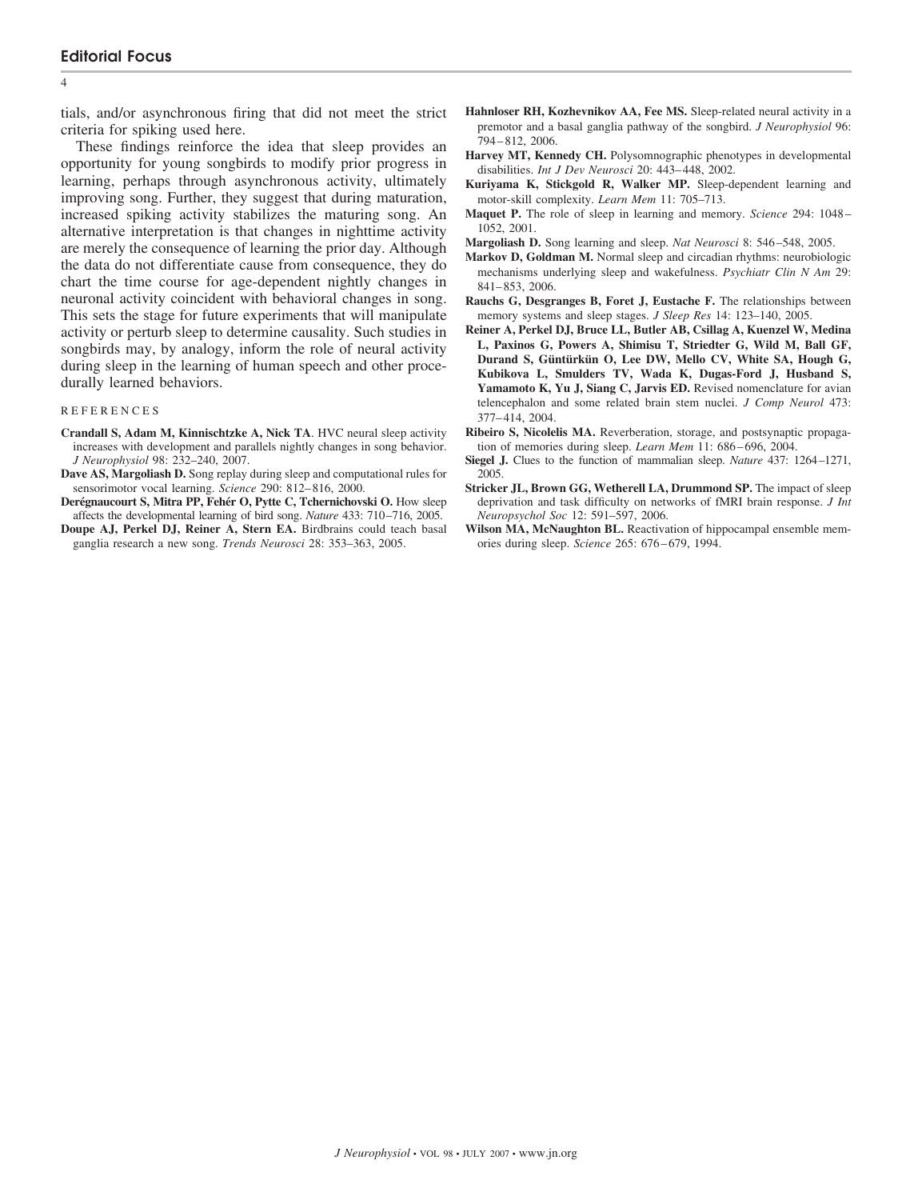tials, and/or asynchronous firing that did not meet the strict criteria for spiking used here.

These findings reinforce the idea that sleep provides an opportunity for young songbirds to modify prior progress in learning, perhaps through asynchronous activity, ultimately improving song. Further, they suggest that during maturation, increased spiking activity stabilizes the maturing song. An alternative interpretation is that changes in nighttime activity are merely the consequence of learning the prior day. Although the data do not differentiate cause from consequence, they do chart the time course for age-dependent nightly changes in neuronal activity coincident with behavioral changes in song. This sets the stage for future experiments that will manipulate activity or perturb sleep to determine causality. Such studies in songbirds may, by analogy, inform the role of neural activity during sleep in the learning of human speech and other procedurally learned behaviors.

## REFERENCES

**Crandall S, Adam M, Kinnischtzke A, Nick TA**. HVC neural sleep activity increases with development and parallels nightly changes in song behavior. *J Neurophysiol* 98: 232–240, 2007.

**Dave AS, Margoliash D.** Song replay during sleep and computational rules for sensorimotor vocal learning. *Science* 290: 812–816, 2000.

**Derégnaucourt S, Mitra PP, Fehér O, Pytte C, Tchernichovski O.** How sleep affects the developmental learning of bird song. *Nature* 433: 710–716, 2005.

**Doupe AJ, Perkel DJ, Reiner A, Stern EA.** Birdbrains could teach basal ganglia research a new song. *Trends Neurosci* 28: 353–363, 2005.

**Hahnloser RH, Kozhevnikov AA, Fee MS.** Sleep-related neural activity in a premotor and a basal ganglia pathway of the songbird. *J Neurophysiol* 96: 794–812, 2006.

**Harvey MT, Kennedy CH.** Polysomnographic phenotypes in developmental disabilities. *Int J Dev Neurosci* 20: 443–448, 2002.

**Kuriyama K, Stickgold R, Walker MP.** Sleep-dependent learning and motor-skill complexity. *Learn Mem* 11: 705–713.

**Maquet P.** The role of sleep in learning and memory. *Science* 294: 1048–1052, 2001.

**Margoliash D.** Song learning and sleep. *Nat Neurosci* 8: 546–548, 2005.

**Markov D, Goldman M.** Normal sleep and circadian rhythms: neurobiologic mechanisms underlying sleep and wakefulness. *Psychiatr Clin N Am* 29: 841–853, 2006.

**Rauchs G, Desgranges B, Foret J, Eustache F.** The relationships between memory systems and sleep stages. *J Sleep Res* 14: 123–140, 2005.

**Reiner A, Perkel DJ, Bruce LL, Butler AB, Csillag A, Kuenzel W, Medina L, Paxinos G, Shimisu T, Striedter G, Wild M, Ball GF, Durand S, Güntürkün O, Lee DW, Mello CV, White SA, Hough G, Kubikova L, Smulders TV, Wada K, Dugas-Ford J, Husband S, Yamamoto K, Yu J, Siang C, Jarvis ED.** Revised nomenclature for avian telencephalon and some related brain stem nuclei. *J Comp Neurol* 473: 377–414, 2004.

**Ribeiro S, Nicolelis MA.** Reverberation, storage, and postsynaptic propagation of memories during sleep. *Learn Mem* 11: 686–696, 2004.

**Siegel J.** Clues to the function of mammalian sleep. *Nature* 437: 1264–1271, 2005.

**Stricker JL, Brown GG, Wetherell LA, Drummond SP.** The impact of sleep deprivation and task difficulty on networks of fMRI brain response. *J Int Neuropsychol Soc* 12: 591–597, 2006.

**Wilson MA, McNaughton BL.** Reactivation of hippocampal ensemble memories during sleep. *Science* 265: 676–679, 1994.